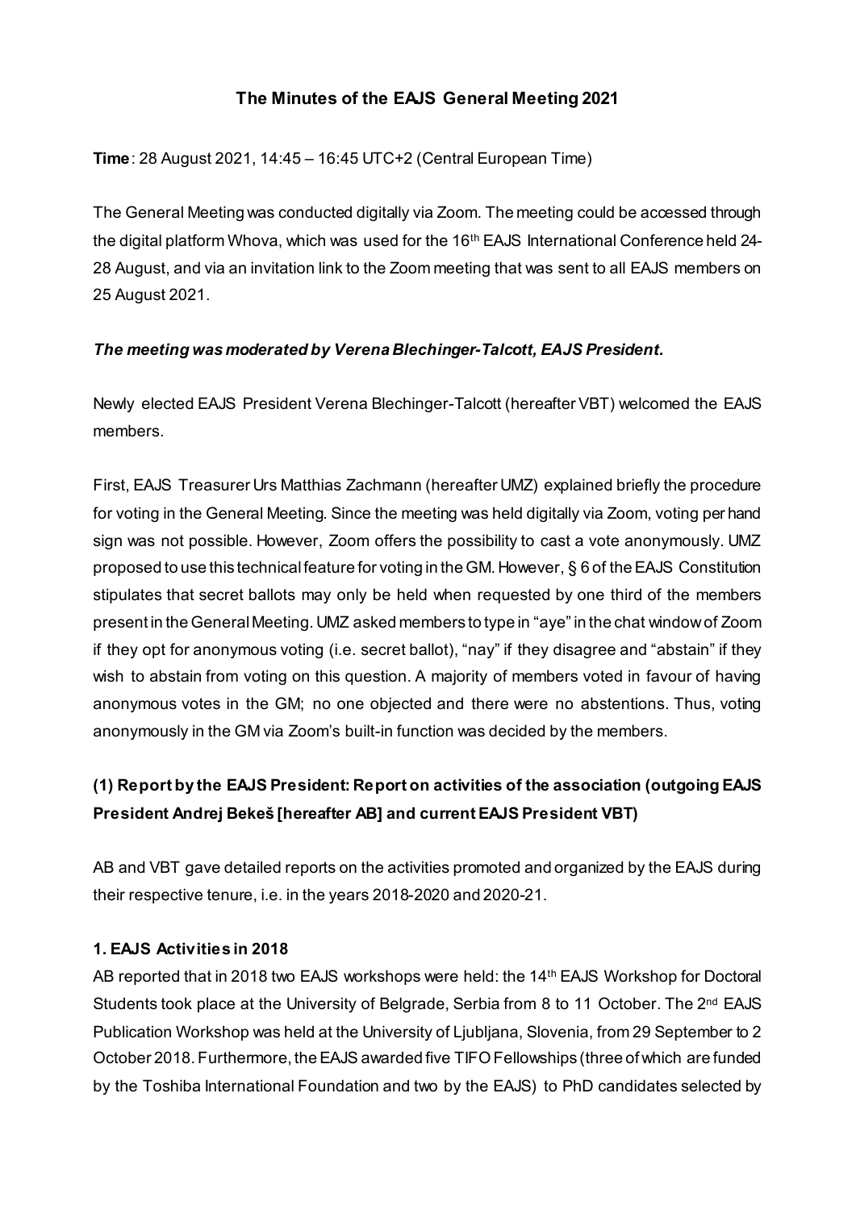# The Minutes of the EAJS General Meeting 2021

**Time**: 28 August 2021, 14:45 – 16:45 UTC+2 (Central European Time)

The General Meeting was conducted digitally via Zoom. The meeting could be accessed through the digital platform Whova, which was used for the 16th EAJS International Conference held 24-28 August, and via an invitation link to the Zoom meeting that was sent to all EAJS members on 25 August 2021.

***The meeting was moderated by Verena Blechinger-Talcott, EAJS President.***

Newly elected EAJS President Verena Blechinger-Talcott (hereafter VBT) welcomed the EAJS members.

First, EAJS Treasurer Urs Matthias Zachmann (hereafter UMZ) explained briefly the procedure for voting in the General Meeting. Since the meeting was held digitally via Zoom, voting per hand sign was not possible. However, Zoom offers the possibility to cast a vote anonymously. UMZ proposed to use this technical feature for voting in the GM. However, § 6 of the EAJS Constitution stipulates that secret ballots may only be held when requested by one third of the members present in the General Meeting. UMZ asked members to type in "aye" in the chat window of Zoom if they opt for anonymous voting (i.e. secret ballot), "nay" if they disagree and "abstain" if they wish to abstain from voting on this question. A majority of members voted in favour of having anonymous votes in the GM; no one objected and there were no abstentions. Thus, voting anonymously in the GM via Zoom's built-in function was decided by the members.

## (1) Report by the EAJS President: Report on activities of the association (outgoing EAJS President Andrej Bekeš [hereafter AB] and current EAJS President VBT)

AB and VBT gave detailed reports on the activities promoted and organized by the EAJS during their respective tenure, i.e. in the years 2018-2020 and 2020-21.

### 1. EAJS Activities in 2018

AB reported that in 2018 two EAJS workshops were held: the 14th EAJS Workshop for Doctoral Students took place at the University of Belgrade, Serbia from 8 to 11 October. The 2nd EAJS Publication Workshop was held at the University of Ljubljana, Slovenia, from 29 September to 2 October 2018. Furthermore, the EAJS awarded five TIFO Fellowships (three of which are funded by the Toshiba International Foundation and two by the EAJS) to PhD candidates selected by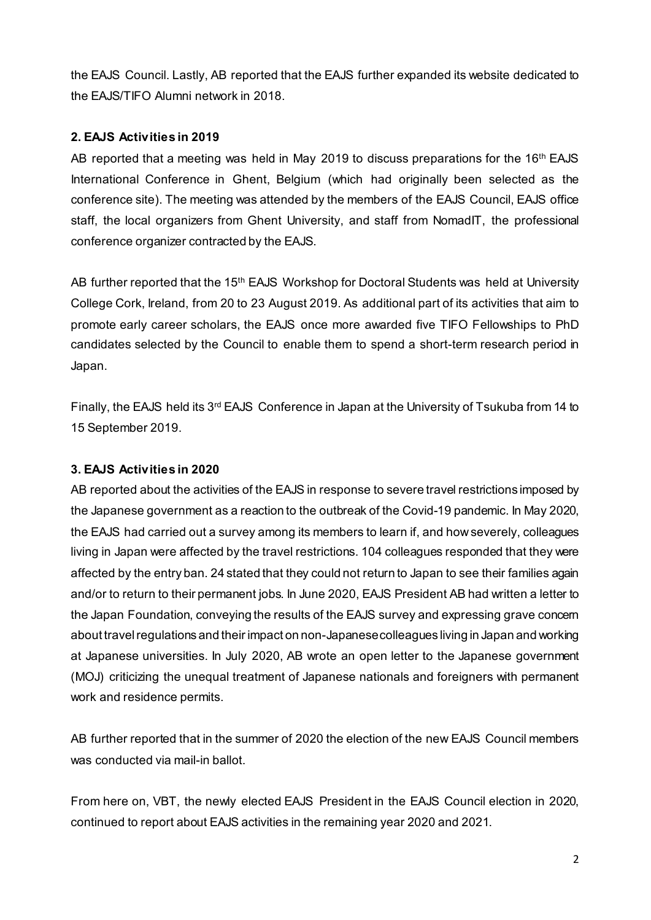the EAJS Council. Lastly, AB reported that the EAJS further expanded its website dedicated to the EAJS/TIFO Alumni network in 2018.

**2. EAJS Activities in 2019**

AB reported that a meeting was held in May 2019 to discuss preparations for the 16th EAJS International Conference in Ghent, Belgium (which had originally been selected as the conference site). The meeting was attended by the members of the EAJS Council, EAJS office staff, the local organizers from Ghent University, and staff from NomadIT, the professional conference organizer contracted by the EAJS.

AB further reported that the 15th EAJS Workshop for Doctoral Students was held at University College Cork, Ireland, from 20 to 23 August 2019. As additional part of its activities that aim to promote early career scholars, the EAJS once more awarded five TIFO Fellowships to PhD candidates selected by the Council to enable them to spend a short-term research period in Japan.

Finally, the EAJS held its 3rd EAJS Conference in Japan at the University of Tsukuba from 14 to 15 September 2019.

**3. EAJS Activities in 2020**

AB reported about the activities of the EAJS in response to severe travel restrictions imposed by the Japanese government as a reaction to the outbreak of the Covid-19 pandemic. In May 2020, the EAJS had carried out a survey among its members to learn if, and how severely, colleagues living in Japan were affected by the travel restrictions. 104 colleagues responded that they were affected by the entry ban. 24 stated that they could not return to Japan to see their families again and/or to return to their permanent jobs. In June 2020, EAJS President AB had written a letter to the Japan Foundation, conveying the results of the EAJS survey and expressing grave concern about travel regulations and their impact on non-Japanese colleagues living in Japan and working at Japanese universities. In July 2020, AB wrote an open letter to the Japanese government (MOJ) criticizing the unequal treatment of Japanese nationals and foreigners with permanent work and residence permits.

AB further reported that in the summer of 2020 the election of the new EAJS Council members was conducted via mail-in ballot.

From here on, VBT, the newly elected EAJS President in the EAJS Council election in 2020, continued to report about EAJS activities in the remaining year 2020 and 2021.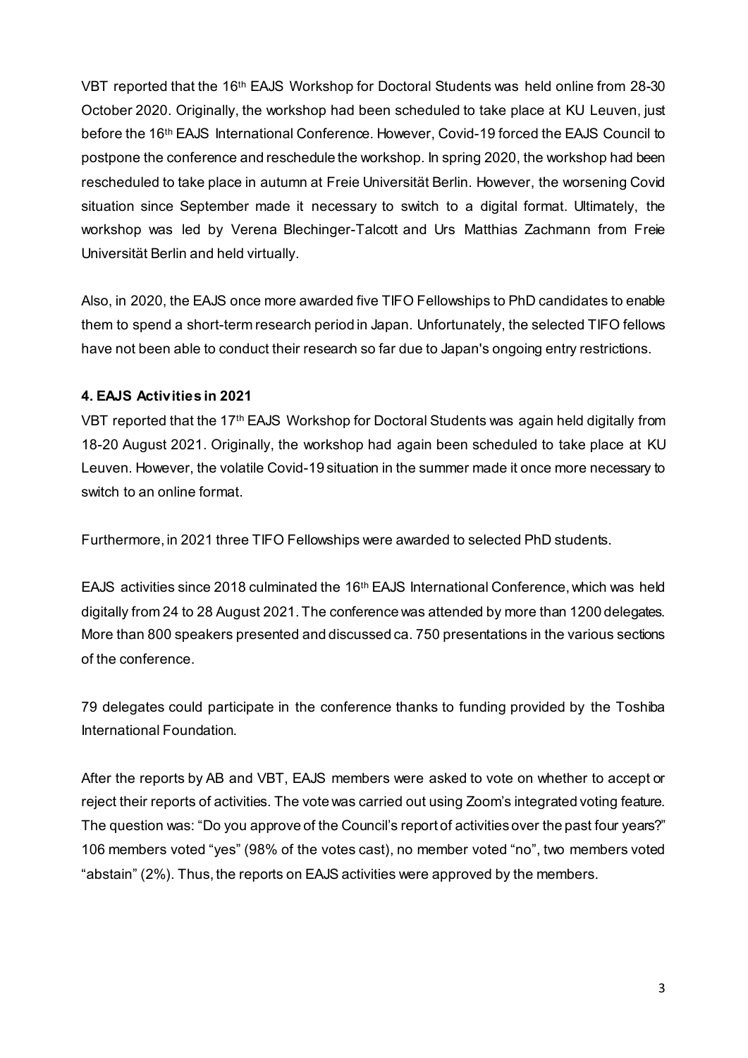VBT reported that the 16[th] EAJS Workshop for Doctoral Students was held online from 28-30 October 2020. Originally, the workshop had been scheduled to take place at KU Leuven, just before the 16[th] EAJS International Conference. However, Covid-19 forced the EAJS Council to postpone the conference and reschedule the workshop. In spring 2020, the workshop had been rescheduled to take place in autumn at Freie Universität Berlin. However, the worsening Covid situation since September made it necessary to switch to a digital format. Ultimately, the workshop was led by Verena Blechinger-Talcott and Urs Matthias Zachmann from Freie Universität Berlin and held virtually.

Also, in 2020, the EAJS once more awarded five TIFO Fellowships to PhD candidates to enable them to spend a short-term research period in Japan. Unfortunately, the selected TIFO fellows have not been able to conduct their research so far due to Japan's ongoing entry restrictions.

### 4. EAJS Activities in 2021

VBT reported that the 17[th] EAJS Workshop for Doctoral Students was again held digitally from 18-20 August 2021. Originally, the workshop had again been scheduled to take place at KU Leuven. However, the volatile Covid-19 situation in the summer made it once more necessary to switch to an online format.

Furthermore, in 2021 three TIFO Fellowships were awarded to selected PhD students.

EAJS activities since 2018 culminated the 16[th] EAJS International Conference, which was held digitally from 24 to 28 August 2021. The conference was attended by more than 1200 delegates. More than 800 speakers presented and discussed ca. 750 presentations in the various sections of the conference.

79 delegates could participate in the conference thanks to funding provided by the Toshiba International Foundation.

After the reports by AB and VBT, EAJS members were asked to vote on whether to accept or reject their reports of activities. The vote was carried out using Zoom's integrated voting feature. The question was: "Do you approve of the Council's report of activities over the past four years?" 106 members voted "yes" (98% of the votes cast), no member voted "no", two members voted "abstain" (2%). Thus, the reports on EAJS activities were approved by the members.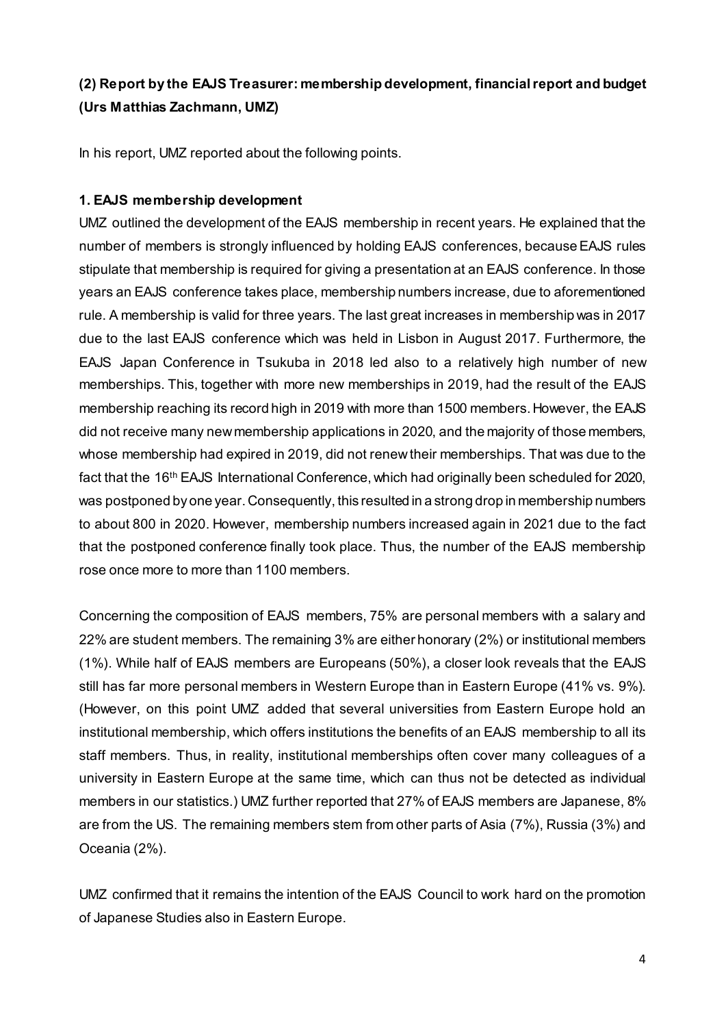**(2) Report by the EAJS Treasurer: membership development, financial report and budget (Urs Matthias Zachmann, UMZ)**

In his report, UMZ reported about the following points.

**1. EAJS membership development**

UMZ outlined the development of the EAJS membership in recent years. He explained that the number of members is strongly influenced by holding EAJS conferences, because EAJS rules stipulate that membership is required for giving a presentation at an EAJS conference. In those years an EAJS conference takes place, membership numbers increase, due to aforementioned rule. A membership is valid for three years. The last great increases in membership was in 2017 due to the last EAJS conference which was held in Lisbon in August 2017. Furthermore, the EAJS Japan Conference in Tsukuba in 2018 led also to a relatively high number of new memberships. This, together with more new memberships in 2019, had the result of the EAJS membership reaching its record high in 2019 with more than 1500 members. However, the EAJS did not receive many new membership applications in 2020, and the majority of those members, whose membership had expired in 2019, did not renew their memberships. That was due to the fact that the 16th EAJS International Conference, which had originally been scheduled for 2020, was postponed by one year. Consequently, this resulted in a strong drop in membership numbers to about 800 in 2020. However, membership numbers increased again in 2021 due to the fact that the postponed conference finally took place. Thus, the number of the EAJS membership rose once more to more than 1100 members.

Concerning the composition of EAJS members, 75% are personal members with a salary and 22% are student members. The remaining 3% are either honorary (2%) or institutional members (1%). While half of EAJS members are Europeans (50%), a closer look reveals that the EAJS still has far more personal members in Western Europe than in Eastern Europe (41% vs. 9%). (However, on this point UMZ added that several universities from Eastern Europe hold an institutional membership, which offers institutions the benefits of an EAJS membership to all its staff members. Thus, in reality, institutional memberships often cover many colleagues of a university in Eastern Europe at the same time, which can thus not be detected as individual members in our statistics.) UMZ further reported that 27% of EAJS members are Japanese, 8% are from the US. The remaining members stem from other parts of Asia (7%), Russia (3%) and Oceania (2%).

UMZ confirmed that it remains the intention of the EAJS Council to work hard on the promotion of Japanese Studies also in Eastern Europe.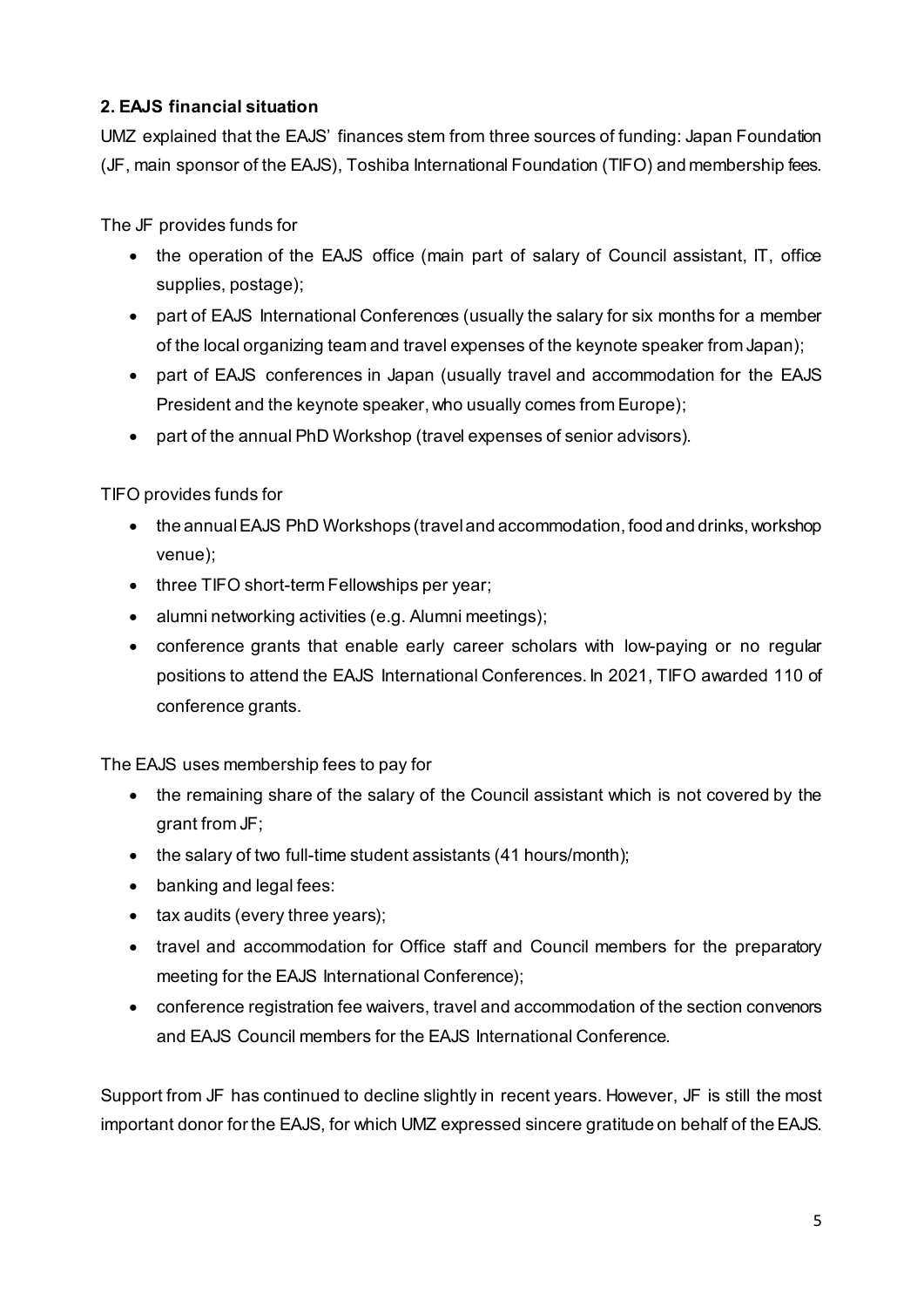**2. EAJS financial situation**

UMZ explained that the EAJS' finances stem from three sources of funding: Japan Foundation (JF, main sponsor of the EAJS), Toshiba International Foundation (TIFO) and membership fees.

The JF provides funds for

- the operation of the EAJS office (main part of salary of Council assistant, IT, office supplies, postage);
- part of EAJS International Conferences (usually the salary for six months for a member of the local organizing team and travel expenses of the keynote speaker from Japan);
- part of EAJS conferences in Japan (usually travel and accommodation for the EAJS President and the keynote speaker, who usually comes from Europe);
- part of the annual PhD Workshop (travel expenses of senior advisors).

TIFO provides funds for

- the annual EAJS PhD Workshops (travel and accommodation, food and drinks, workshop venue);
- three TIFO short-term Fellowships per year;
- alumni networking activities (e.g. Alumni meetings);
- conference grants that enable early career scholars with low-paying or no regular positions to attend the EAJS International Conferences. In 2021, TIFO awarded 110 of conference grants.

The EAJS uses membership fees to pay for

- the remaining share of the salary of the Council assistant which is not covered by the grant from JF;
- the salary of two full-time student assistants (41 hours/month);
- banking and legal fees:
- tax audits (every three years);
- travel and accommodation for Office staff and Council members for the preparatory meeting for the EAJS International Conference);
- conference registration fee waivers, travel and accommodation of the section convenors and EAJS Council members for the EAJS International Conference.

Support from JF has continued to decline slightly in recent years. However, JF is still the most important donor for the EAJS, for which UMZ expressed sincere gratitude on behalf of the EAJS.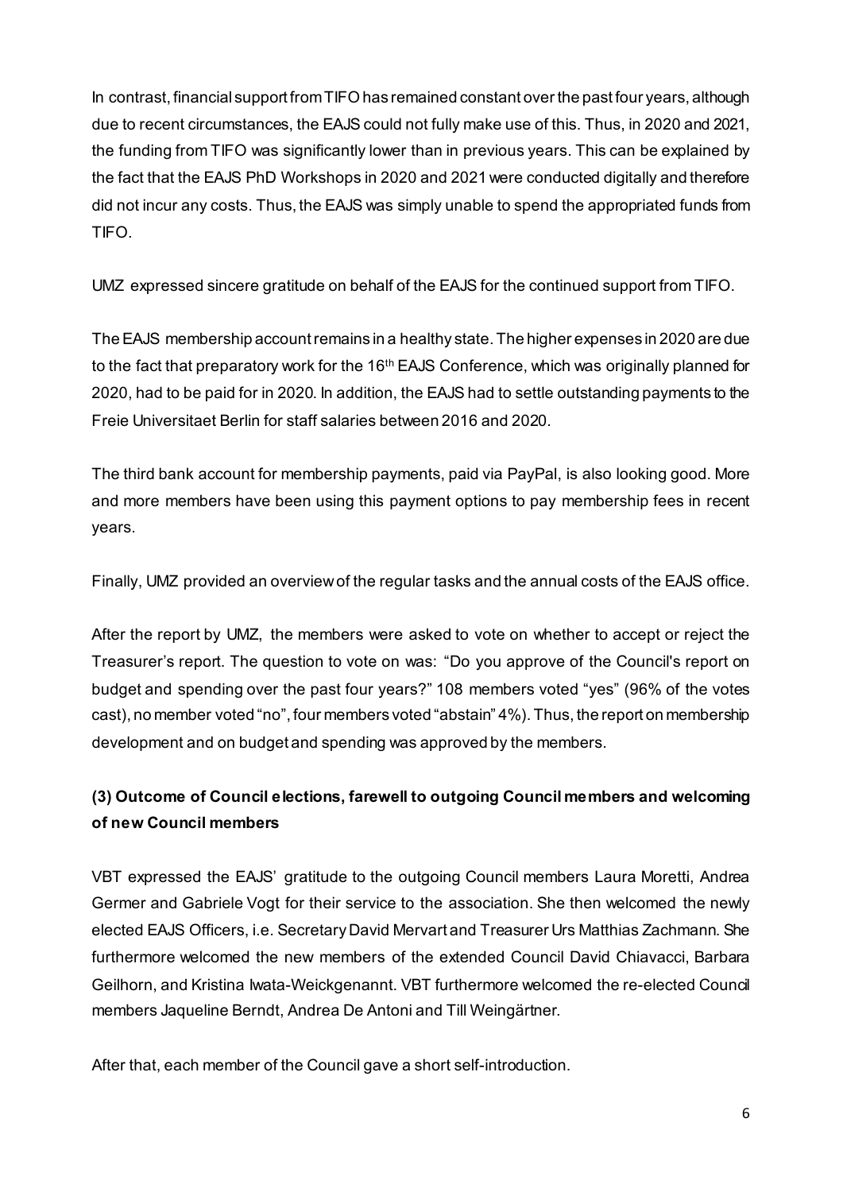In contrast, financial support from TIFO has remained constant over the past four years, although due to recent circumstances, the EAJS could not fully make use of this. Thus, in 2020 and 2021, the funding from TIFO was significantly lower than in previous years. This can be explained by the fact that the EAJS PhD Workshops in 2020 and 2021 were conducted digitally and therefore did not incur any costs. Thus, the EAJS was simply unable to spend the appropriated funds from TIFO.

UMZ expressed sincere gratitude on behalf of the EAJS for the continued support from TIFO.

The EAJS membership account remains in a healthy state. The higher expenses in 2020 are due to the fact that preparatory work for the 16th EAJS Conference, which was originally planned for 2020, had to be paid for in 2020. In addition, the EAJS had to settle outstanding payments to the Freie Universitaet Berlin for staff salaries between 2016 and 2020.

The third bank account for membership payments, paid via PayPal, is also looking good. More and more members have been using this payment options to pay membership fees in recent years.

Finally, UMZ provided an overview of the regular tasks and the annual costs of the EAJS office.

After the report by UMZ, the members were asked to vote on whether to accept or reject the Treasurer's report. The question to vote on was: "Do you approve of the Council's report on budget and spending over the past four years?" 108 members voted "yes" (96% of the votes cast), no member voted "no", four members voted "abstain" 4%). Thus, the report on membership development and on budget and spending was approved by the members.

**(3) Outcome of Council elections, farewell to outgoing Council members and welcoming of new Council members**

VBT expressed the EAJS' gratitude to the outgoing Council members Laura Moretti, Andrea Germer and Gabriele Vogt for their service to the association. She then welcomed the newly elected EAJS Officers, i.e. Secretary David Mervart and Treasurer Urs Matthias Zachmann. She furthermore welcomed the new members of the extended Council David Chiavacci, Barbara Geilhorn, and Kristina Iwata-Weickgenannt. VBT furthermore welcomed the re-elected Council members Jaqueline Berndt, Andrea De Antoni and Till Weingärtner.

After that, each member of the Council gave a short self-introduction.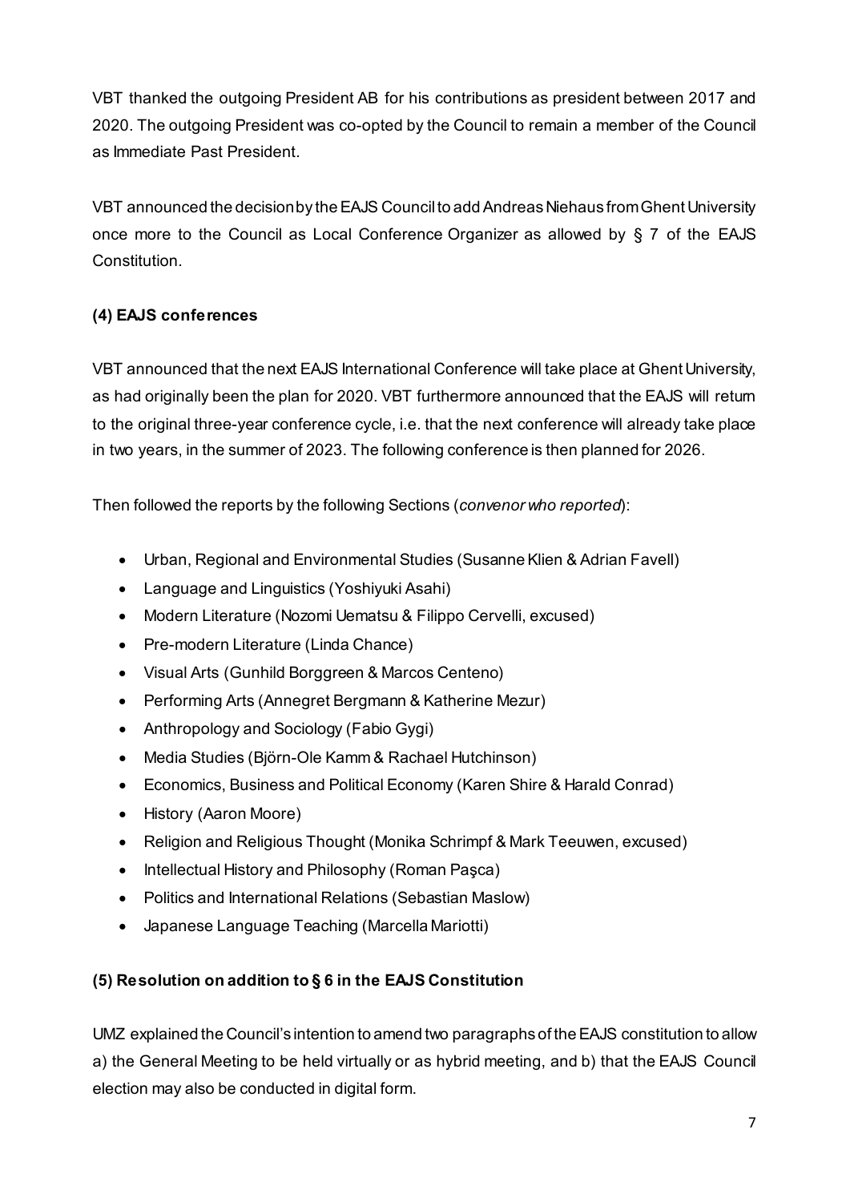VBT thanked the outgoing President AB for his contributions as president between 2017 and 2020. The outgoing President was co-opted by the Council to remain a member of the Council as Immediate Past President.

VBT announced the decision by the EAJS Council to add Andreas Niehaus from Ghent University once more to the Council as Local Conference Organizer as allowed by § 7 of the EAJS Constitution.

### (4) EAJS conferences

VBT announced that the next EAJS International Conference will take place at Ghent University, as had originally been the plan for 2020. VBT furthermore announced that the EAJS will return to the original three-year conference cycle, i.e. that the next conference will already take place in two years, in the summer of 2023. The following conference is then planned for 2026.

Then followed the reports by the following Sections (*convenor who reported*):

- Urban, Regional and Environmental Studies (Susanne Klien & Adrian Favell)
- Language and Linguistics (Yoshiyuki Asahi)
- Modern Literature (Nozomi Uematsu & Filippo Cervelli, excused)
- Pre-modern Literature (Linda Chance)
- Visual Arts (Gunhild Borggreen & Marcos Centeno)
- Performing Arts (Annegret Bergmann & Katherine Mezur)
- Anthropology and Sociology (Fabio Gygi)
- Media Studies (Björn-Ole Kamm & Rachael Hutchinson)
- Economics, Business and Political Economy (Karen Shire & Harald Conrad)
- History (Aaron Moore)
- Religion and Religious Thought (Monika Schrimpf & Mark Teeuwen, excused)
- Intellectual History and Philosophy (Roman Paşca)
- Politics and International Relations (Sebastian Maslow)
- Japanese Language Teaching (Marcella Mariotti)

### (5) Resolution on addition to § 6 in the EAJS Constitution

UMZ explained the Council's intention to amend two paragraphs of the EAJS constitution to allow a) the General Meeting to be held virtually or as hybrid meeting, and b) that the EAJS Council election may also be conducted in digital form.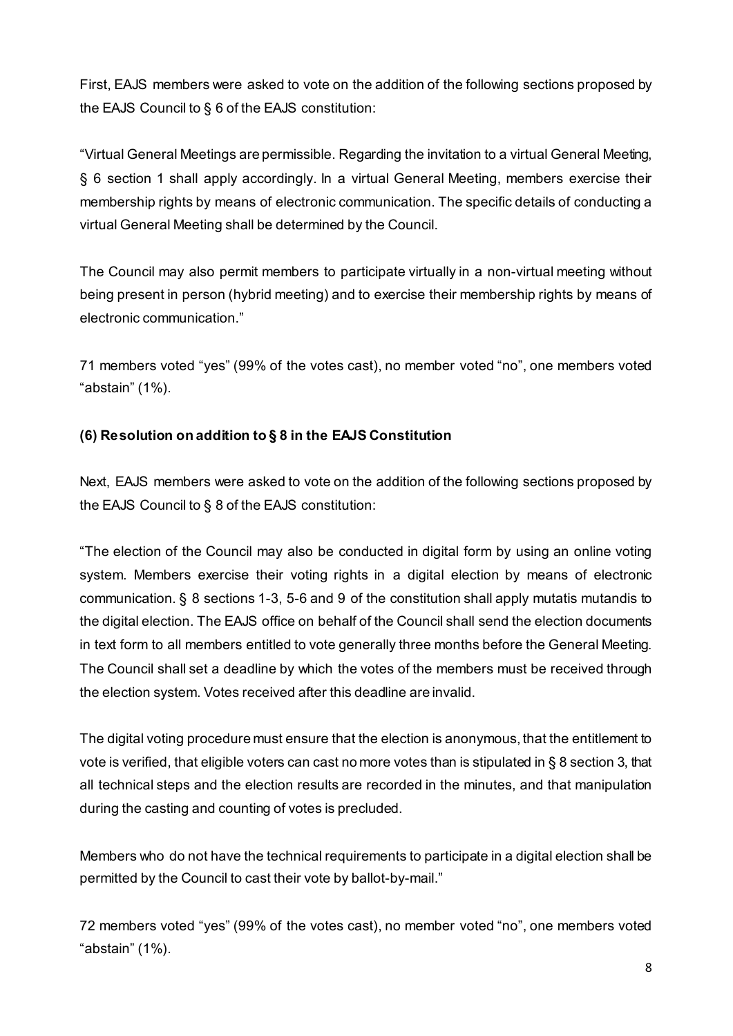First, EAJS members were asked to vote on the addition of the following sections proposed by the EAJS Council to § 6 of the EAJS constitution:

"Virtual General Meetings are permissible. Regarding the invitation to a virtual General Meeting, § 6 section 1 shall apply accordingly. In a virtual General Meeting, members exercise their membership rights by means of electronic communication. The specific details of conducting a virtual General Meeting shall be determined by the Council.

The Council may also permit members to participate virtually in a non-virtual meeting without being present in person (hybrid meeting) and to exercise their membership rights by means of electronic communication."

71 members voted "yes" (99% of the votes cast), no member voted "no", one members voted "abstain" (1%).

**(6) Resolution on addition to § 8 in the EAJS Constitution**

Next, EAJS members were asked to vote on the addition of the following sections proposed by the EAJS Council to § 8 of the EAJS constitution:

"The election of the Council may also be conducted in digital form by using an online voting system. Members exercise their voting rights in a digital election by means of electronic communication. § 8 sections 1-3, 5-6 and 9 of the constitution shall apply mutatis mutandis to the digital election. The EAJS office on behalf of the Council shall send the election documents in text form to all members entitled to vote generally three months before the General Meeting. The Council shall set a deadline by which the votes of the members must be received through the election system. Votes received after this deadline are invalid.

The digital voting procedure must ensure that the election is anonymous, that the entitlement to vote is verified, that eligible voters can cast no more votes than is stipulated in § 8 section 3, that all technical steps and the election results are recorded in the minutes, and that manipulation during the casting and counting of votes is precluded.

Members who do not have the technical requirements to participate in a digital election shall be permitted by the Council to cast their vote by ballot-by-mail."

72 members voted "yes" (99% of the votes cast), no member voted "no", one members voted "abstain" (1%).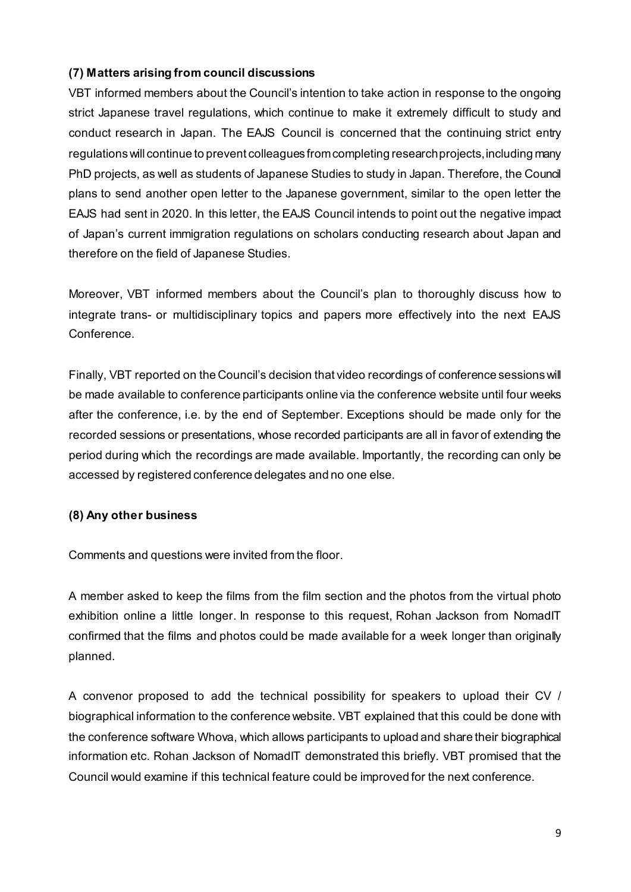**(7) Matters arising from council discussions**

VBT informed members about the Council's intention to take action in response to the ongoing strict Japanese travel regulations, which continue to make it extremely difficult to study and conduct research in Japan. The EAJS Council is concerned that the continuing strict entry regulations will continue to prevent colleagues from completing research projects, including many PhD projects, as well as students of Japanese Studies to study in Japan. Therefore, the Council plans to send another open letter to the Japanese government, similar to the open letter the EAJS had sent in 2020. In this letter, the EAJS Council intends to point out the negative impact of Japan's current immigration regulations on scholars conducting research about Japan and therefore on the field of Japanese Studies.

Moreover, VBT informed members about the Council's plan to thoroughly discuss how to integrate trans- or multidisciplinary topics and papers more effectively into the next EAJS Conference.

Finally, VBT reported on the Council's decision that video recordings of conference sessions will be made available to conference participants online via the conference website until four weeks after the conference, i.e. by the end of September. Exceptions should be made only for the recorded sessions or presentations, whose recorded participants are all in favor of extending the period during which the recordings are made available. Importantly, the recording can only be accessed by registered conference delegates and no one else.

**(8) Any other business**

Comments and questions were invited from the floor.

A member asked to keep the films from the film section and the photos from the virtual photo exhibition online a little longer. In response to this request, Rohan Jackson from NomadIT confirmed that the films and photos could be made available for a week longer than originally planned.

A convenor proposed to add the technical possibility for speakers to upload their CV / biographical information to the conference website. VBT explained that this could be done with the conference software Whova, which allows participants to upload and share their biographical information etc. Rohan Jackson of NomadIT demonstrated this briefly. VBT promised that the Council would examine if this technical feature could be improved for the next conference.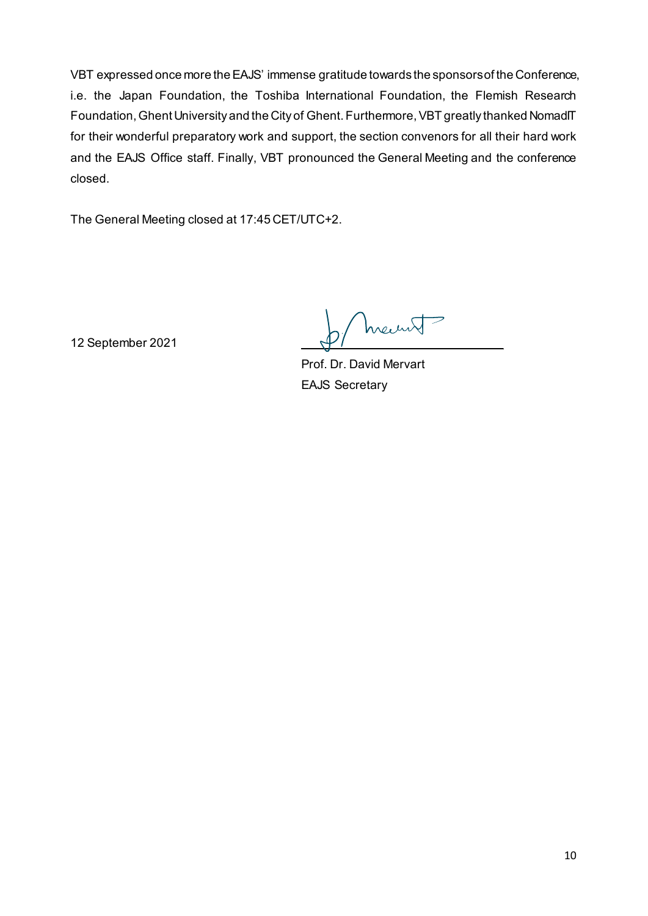VBT expressed once more the EAJS' immense gratitude towards the sponsors of the Conference, i.e. the Japan Foundation, the Toshiba International Foundation, the Flemish Research Foundation, Ghent University and the City of Ghent. Furthermore, VBT greatly thanked NomadIT for their wonderful preparatory work and support, the section convenors for all their hard work and the EAJS Office staff. Finally, VBT pronounced the General Meeting and the conference closed.

The General Meeting closed at 17:45 CET/UTC+2.

12 September 2021

Prof. Dr. David Mervart
EAJS Secretary